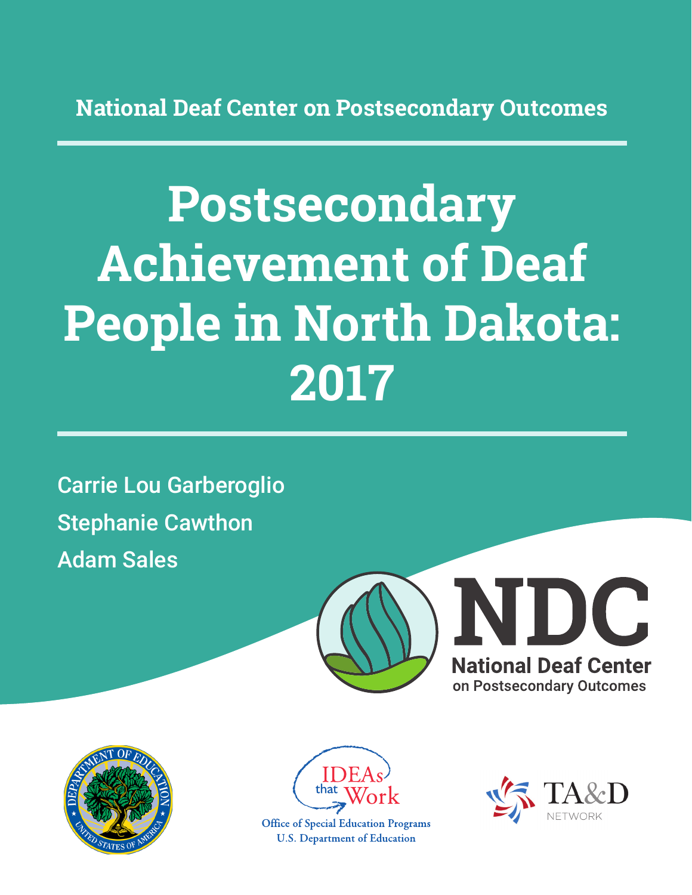National Deaf Center on Postsecondary Outcomes

# Postsecondary Achievement of Deaf People in North Dakota: 2017

Carrie Lou Garberoglio

Stephanie Cawthon

Adam Sales

NDC

National Deaf Center on Postsecondary Outcomes

IDEAs that Work

Office of Special Education Programs
U.S. Department of Education

TA&D NETWORK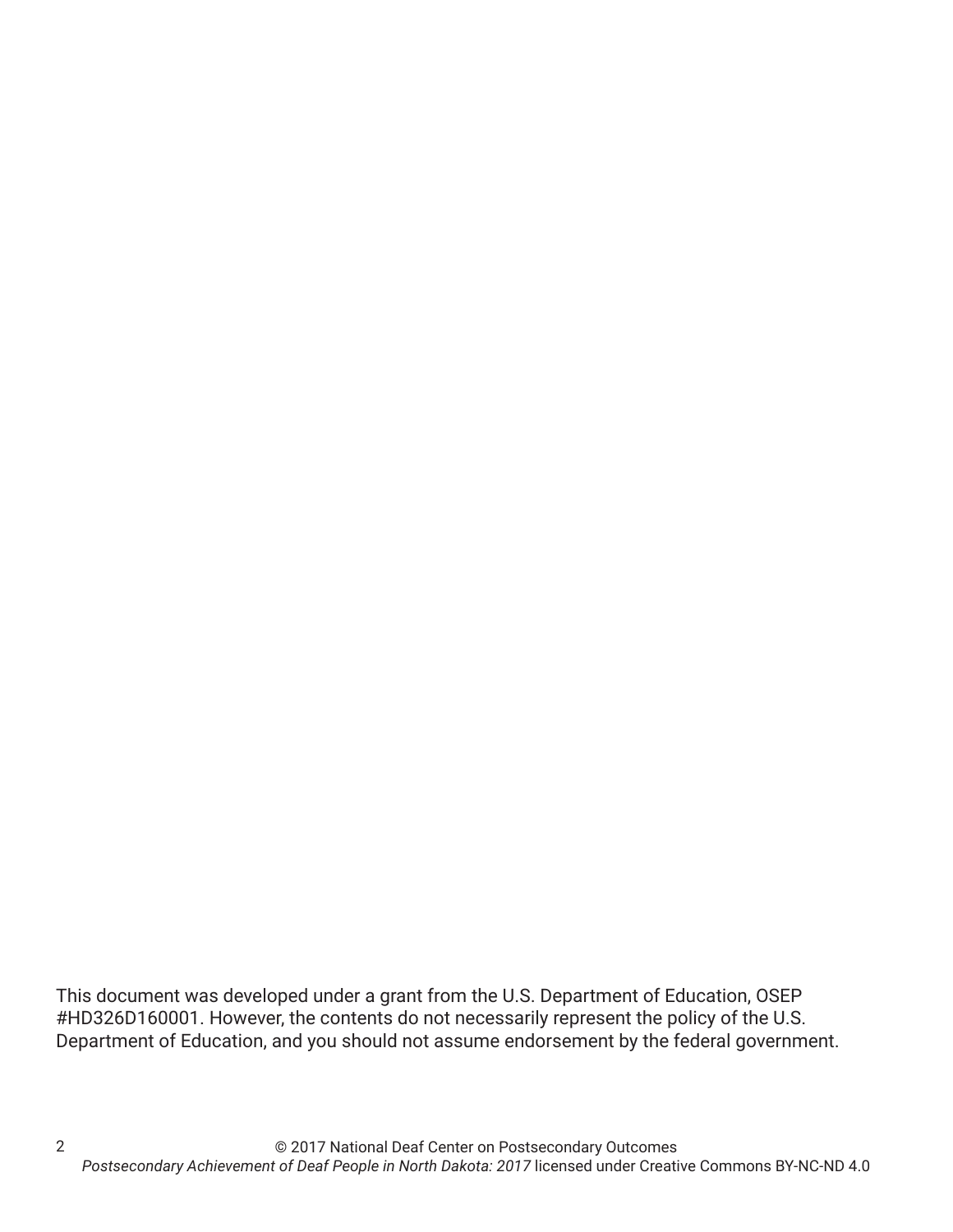This document was developed under a grant from the U.S. Department of Education, OSEP #HD326D160001. However, the contents do not necessarily represent the policy of the U.S. Department of Education, and you should not assume endorsement by the federal government.

© 2017 National Deaf Center on Postsecondary Outcomes
*Postsecondary Achievement of Deaf People in North Dakota: 2017* licensed under Creative Commons BY-NC-ND 4.0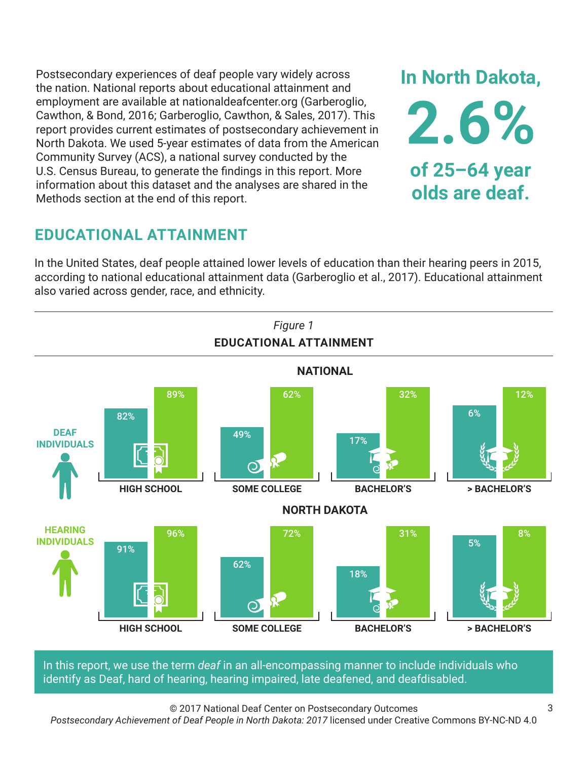Postsecondary experiences of deaf people vary widely across the nation. National reports about educational attainment and employment are available at nationaldeafcenter.org (Garberoglio, Cawthon, & Bond, 2016; Garberoglio, Cawthon, & Sales, 2017). This report provides current estimates of postsecondary achievement in North Dakota. We used 5-year estimates of data from the American Community Survey (ACS), a national survey conducted by the U.S. Census Bureau, to generate the findings in this report. More information about this dataset and the analyses are shared in the Methods section at the end of this report.

**In North Dakota, 2.6% of 25–64 year olds are deaf.**

## EDUCATIONAL ATTAINMENT

In the United States, deaf people attained lower levels of education than their hearing peers in 2015, according to national educational attainment data (Garberoglio et al., 2017). Educational attainment also varied across gender, race, and ethnicity.

*Figure 1*

**EDUCATIONAL ATTAINMENT**

**NATIONAL**

| | HIGH SCHOOL | SOME COLLEGE | BACHELOR'S | > BACHELOR'S |
|---|---|---|---|---|
| Deaf Individuals | 82% | 49% | 17% | 6% |
| Hearing Individuals | 89% | 62% | 32% | 12% |

**NORTH DAKOTA**

| | HIGH SCHOOL | SOME COLLEGE | BACHELOR'S | > BACHELOR'S |
|---|---|---|---|---|
| Deaf Individuals | 91% | 62% | 18% | 5% |
| Hearing Individuals | 96% | 72% | 31% | 8% |

In this report, we use the term *deaf* in an all-encompassing manner to include individuals who identify as Deaf, hard of hearing, hearing impaired, late deafened, and deafdisabled.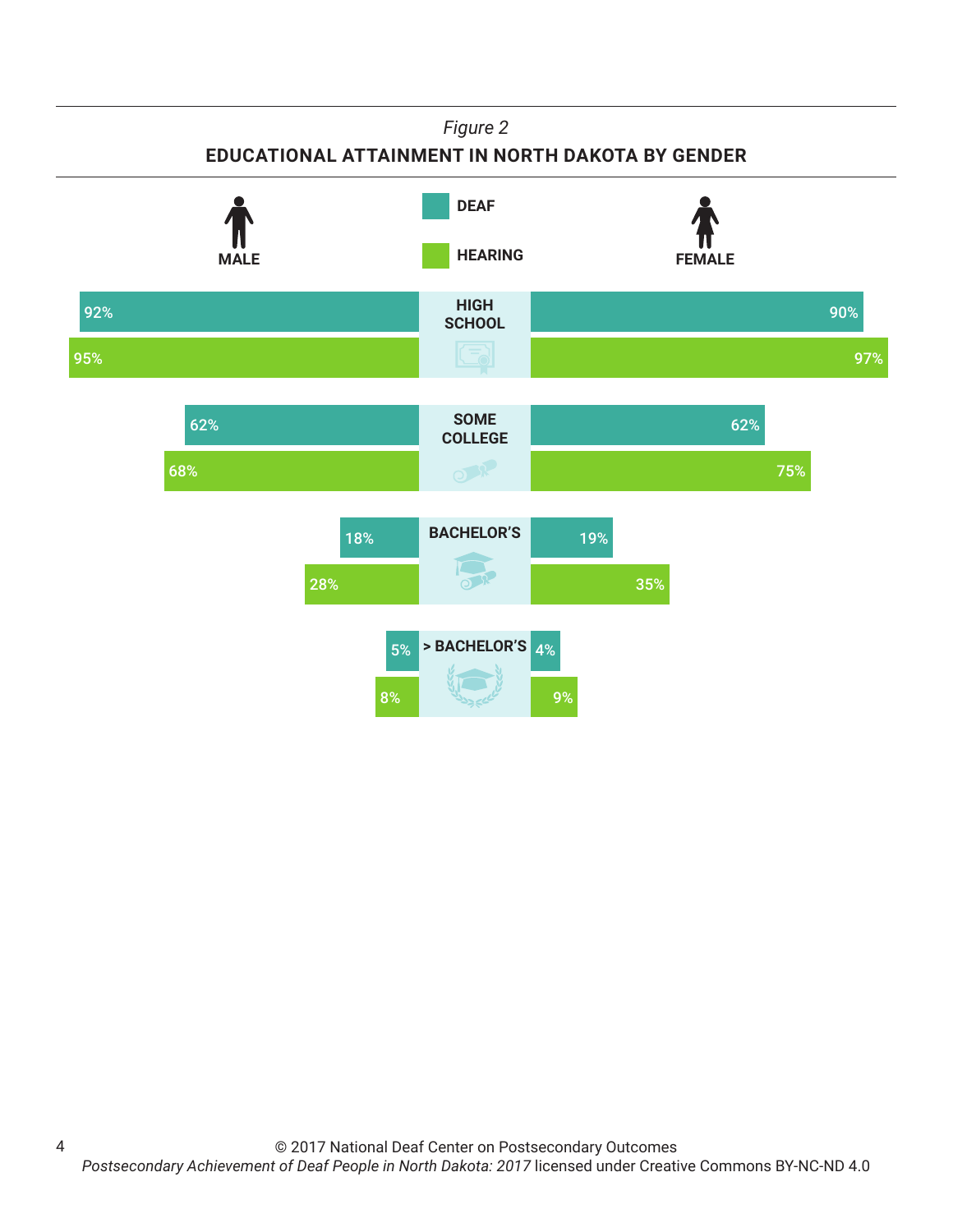*Figure 2*

**EDUCATIONAL ATTAINMENT IN NORTH DAKOTA BY GENDER**

| Level | Male – Deaf | Male – Hearing | Female – Deaf | Female – Hearing |
|---|---|---|---|---|
| HIGH SCHOOL | 92% | 95% | 90% | 97% |
| SOME COLLEGE | 62% | 68% | 62% | 75% |
| BACHELOR'S | 18% | 28% | 19% | 35% |
| > BACHELOR'S | 5% | 8% | 4% | 9% |

© 2017 National Deaf Center on Postsecondary Outcomes
*Postsecondary Achievement of Deaf People in North Dakota: 2017* licensed under Creative Commons BY-NC-ND 4.0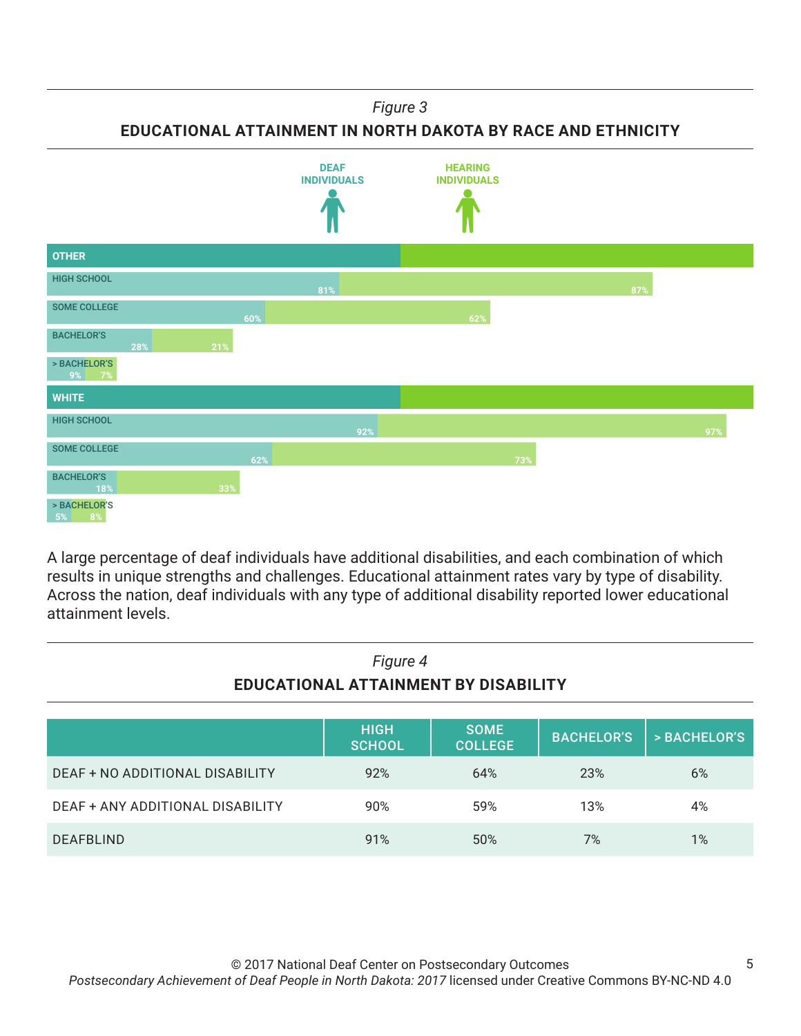*Figure 3*

**EDUCATIONAL ATTAINMENT IN NORTH DAKOTA BY RACE AND ETHNICITY**

| | DEAF INDIVIDUALS | HEARING INDIVIDUALS |
|---|---|---|
| **OTHER** | | |
| HIGH SCHOOL | 81% | 87% |
| SOME COLLEGE | 60% | 62% |
| BACHELOR'S | 28% | 21% |
| > BACHELOR'S | 9% | 7% |
| **WHITE** | | |
| HIGH SCHOOL | 92% | 97% |
| SOME COLLEGE | 62% | 73% |
| BACHELOR'S | 18% | 33% |
| > BACHELOR'S | 5% | 8% |

A large percentage of deaf individuals have additional disabilities, and each combination of which results in unique strengths and challenges. Educational attainment rates vary by type of disability. Across the nation, deaf individuals with any type of additional disability reported lower educational attainment levels.

*Figure 4*

**EDUCATIONAL ATTAINMENT BY DISABILITY**

| | HIGH SCHOOL | SOME COLLEGE | BACHELOR'S | > BACHELOR'S |
|---|---|---|---|---|
| DEAF + NO ADDITIONAL DISABILITY | 92% | 64% | 23% | 6% |
| DEAF + ANY ADDITIONAL DISABILITY | 90% | 59% | 13% | 4% |
| DEAFBLIND | 91% | 50% | 7% | 1% |

© 2017 National Deaf Center on Postsecondary Outcomes
*Postsecondary Achievement of Deaf People in North Dakota: 2017* licensed under Creative Commons BY-NC-ND 4.0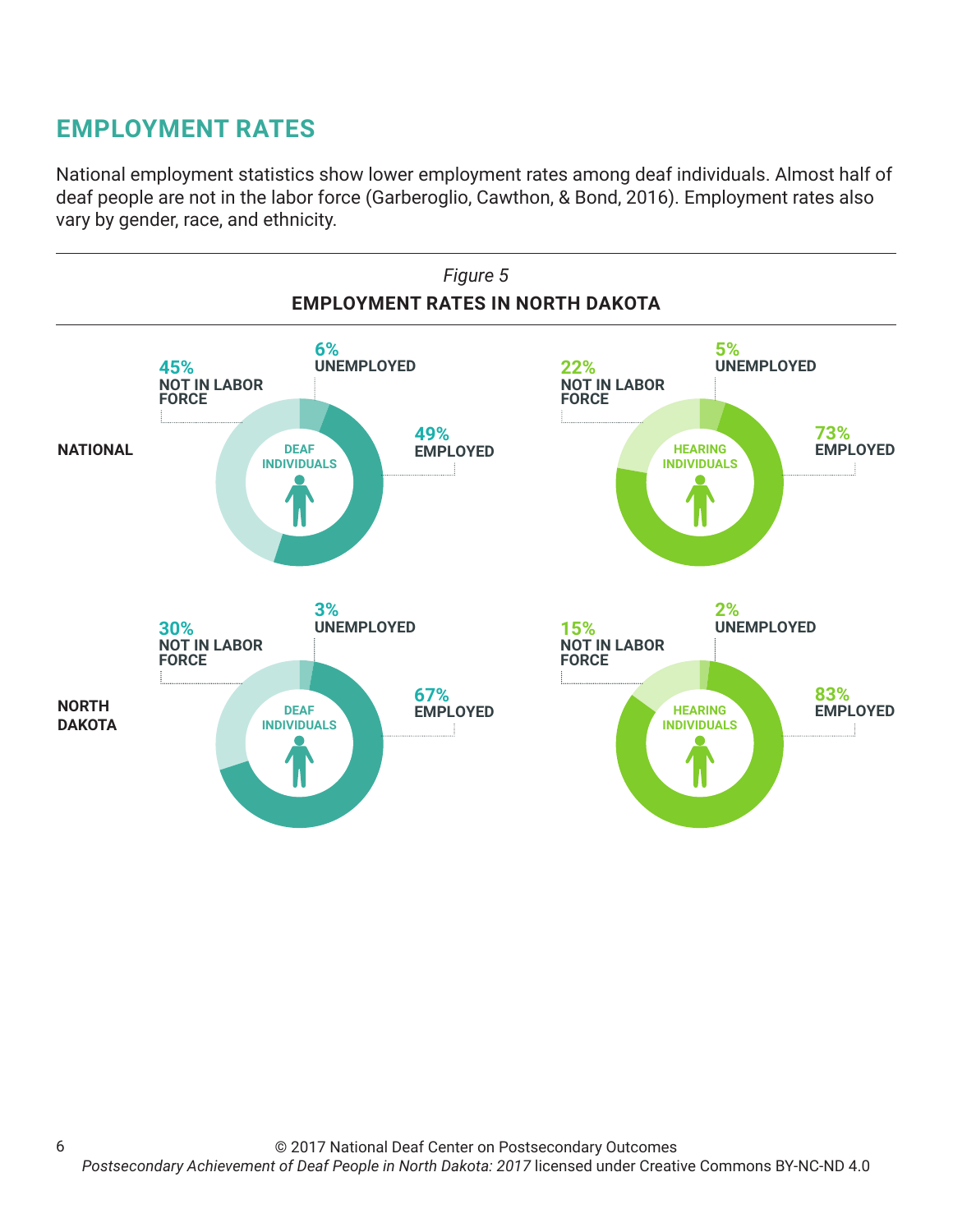## EMPLOYMENT RATES

National employment statistics show lower employment rates among deaf individuals. Almost half of deaf people are not in the labor force (Garberoglio, Cawthon, & Bond, 2016). Employment rates also vary by gender, race, and ethnicity.

*Figure 5*

**EMPLOYMENT RATES IN NORTH DAKOTA**

| | Deaf Individuals | | | Hearing Individuals | | |
|---|---|---|---|---|---|---|
| | Employed | Unemployed | Not in Labor Force | Employed | Unemployed | Not in Labor Force |
| **National** | 49% | 6% | 45% | 73% | 5% | 22% |
| **North Dakota** | 67% | 3% | 30% | 83% | 2% | 15% |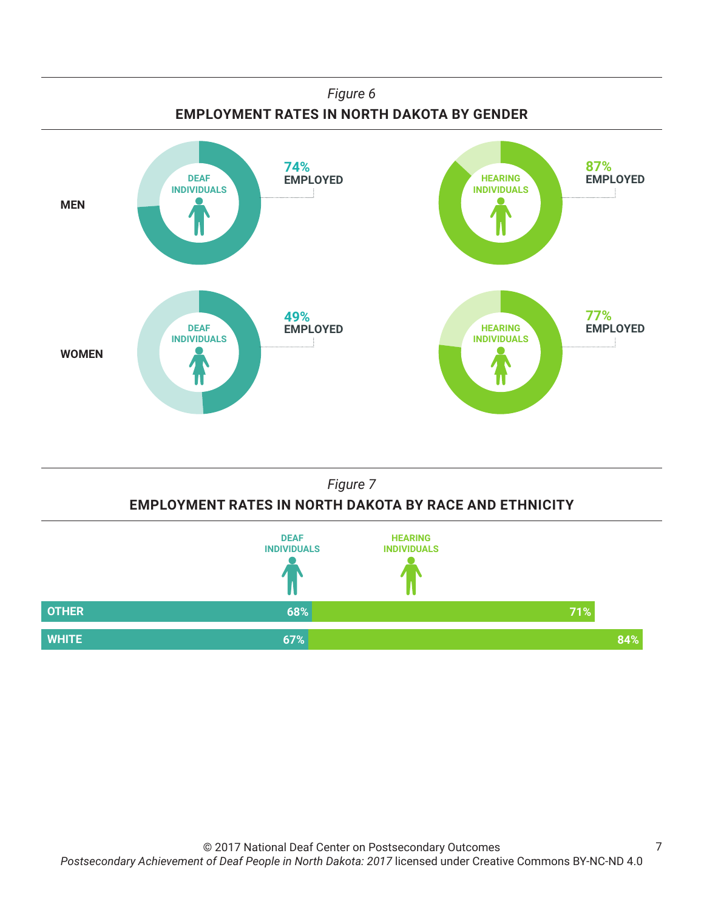*Figure 6*

**EMPLOYMENT RATES IN NORTH DAKOTA BY GENDER**

| | Deaf Individuals | Hearing Individuals |
|---|---|---|
| **MEN** | 74% EMPLOYED | 87% EMPLOYED |
| **WOMEN** | 49% EMPLOYED | 77% EMPLOYED |

*Figure 7*

**EMPLOYMENT RATES IN NORTH DAKOTA BY RACE AND ETHNICITY**

| | Deaf Individuals | Hearing Individuals |
|---|---|---|
| **OTHER** | 68% | 71% |
| **WHITE** | 67% | 84% |

© 2017 National Deaf Center on Postsecondary Outcomes
*Postsecondary Achievement of Deaf People in North Dakota: 2017* licensed under Creative Commons BY-NC-ND 4.0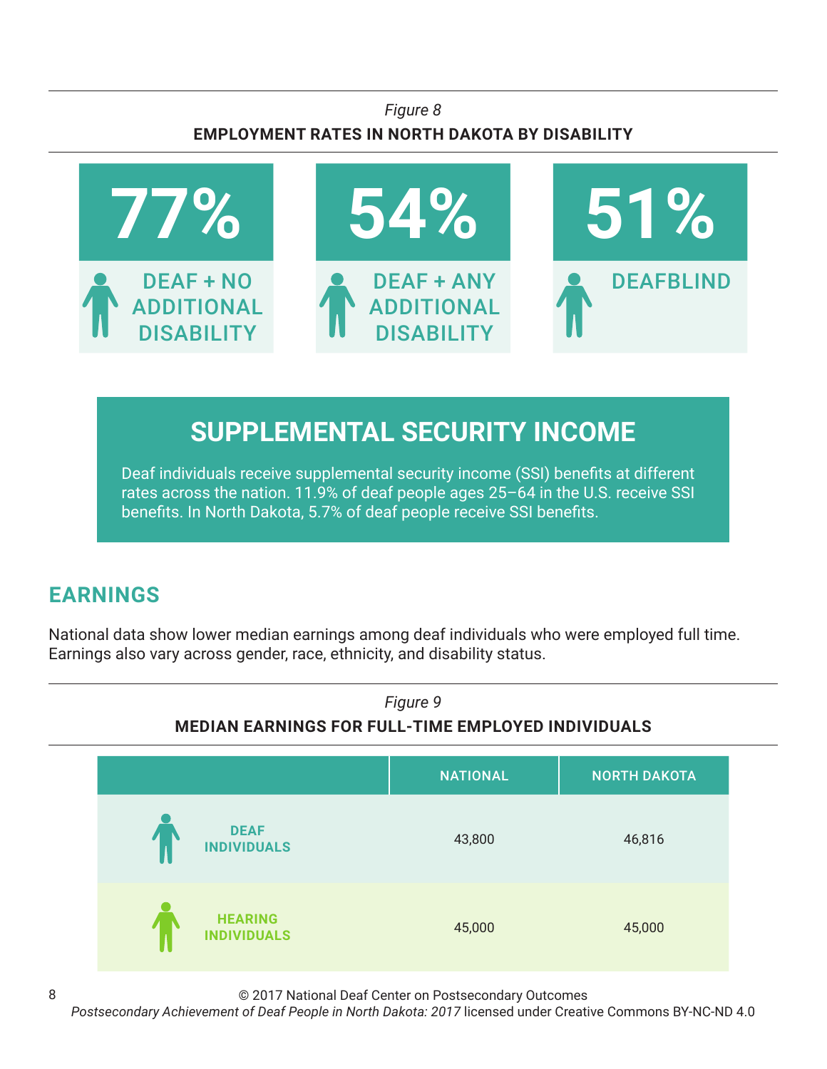*Figure 8*

**EMPLOYMENT RATES IN NORTH DAKOTA BY DISABILITY**

| 77% | 54% | 51% |
|---|---|---|
| DEAF + NO ADDITIONAL DISABILITY | DEAF + ANY ADDITIONAL DISABILITY | DEAFBLIND |

## SUPPLEMENTAL SECURITY INCOME

Deaf individuals receive supplemental security income (SSI) benefits at different rates across the nation. 11.9% of deaf people ages 25–64 in the U.S. receive SSI benefits. In North Dakota, 5.7% of deaf people receive SSI benefits.

## EARNINGS

National data show lower median earnings among deaf individuals who were employed full time. Earnings also vary across gender, race, ethnicity, and disability status.

*Figure 9*

**MEDIAN EARNINGS FOR FULL-TIME EMPLOYED INDIVIDUALS**

| | NATIONAL | NORTH DAKOTA |
|---|---|---|
| DEAF INDIVIDUALS | 43,800 | 46,816 |
| HEARING INDIVIDUALS | 45,000 | 45,000 |

© 2017 National Deaf Center on Postsecondary Outcomes
*Postsecondary Achievement of Deaf People in North Dakota: 2017* licensed under Creative Commons BY-NC-ND 4.0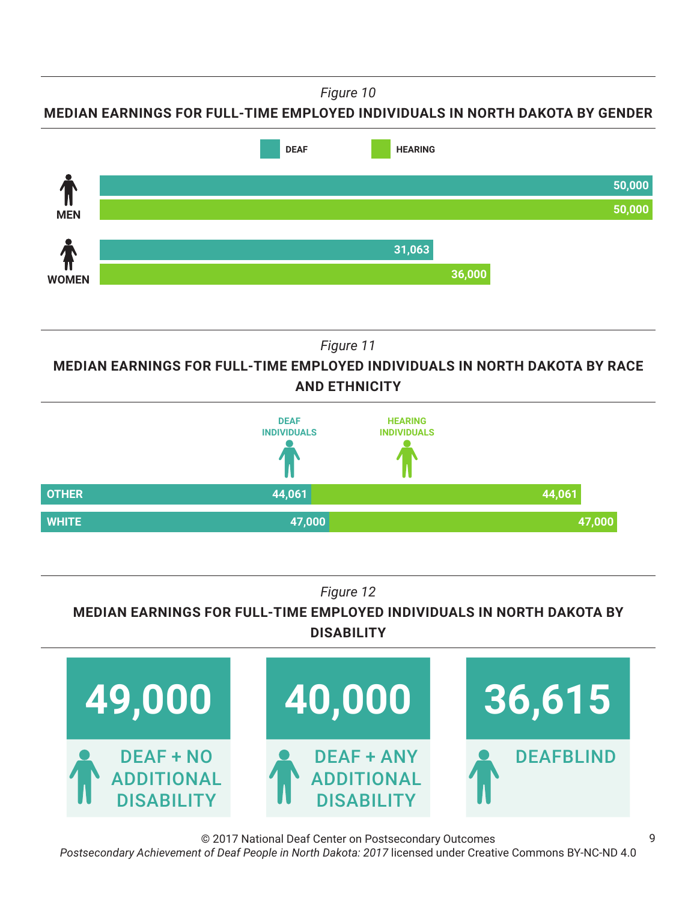*Figure 10*

**MEDIAN EARNINGS FOR FULL-TIME EMPLOYED INDIVIDUALS IN NORTH DAKOTA BY GENDER**

| | DEAF | HEARING |
|---|---|---|
| MEN | 50,000 | 50,000 |
| WOMEN | 31,063 | 36,000 |

*Figure 11*

**MEDIAN EARNINGS FOR FULL-TIME EMPLOYED INDIVIDUALS IN NORTH DAKOTA BY RACE AND ETHNICITY**

| | DEAF INDIVIDUALS | HEARING INDIVIDUALS |
|---|---|---|
| OTHER | 44,061 | 44,061 |
| WHITE | 47,000 | 47,000 |

*Figure 12*

**MEDIAN EARNINGS FOR FULL-TIME EMPLOYED INDIVIDUALS IN NORTH DAKOTA BY DISABILITY**

| DEAF + NO ADDITIONAL DISABILITY | DEAF + ANY ADDITIONAL DISABILITY | DEAFBLIND |
|---|---|---|
| 49,000 | 40,000 | 36,615 |

© 2017 National Deaf Center on Postsecondary Outcomes
*Postsecondary Achievement of Deaf People in North Dakota: 2017* licensed under Creative Commons BY-NC-ND 4.0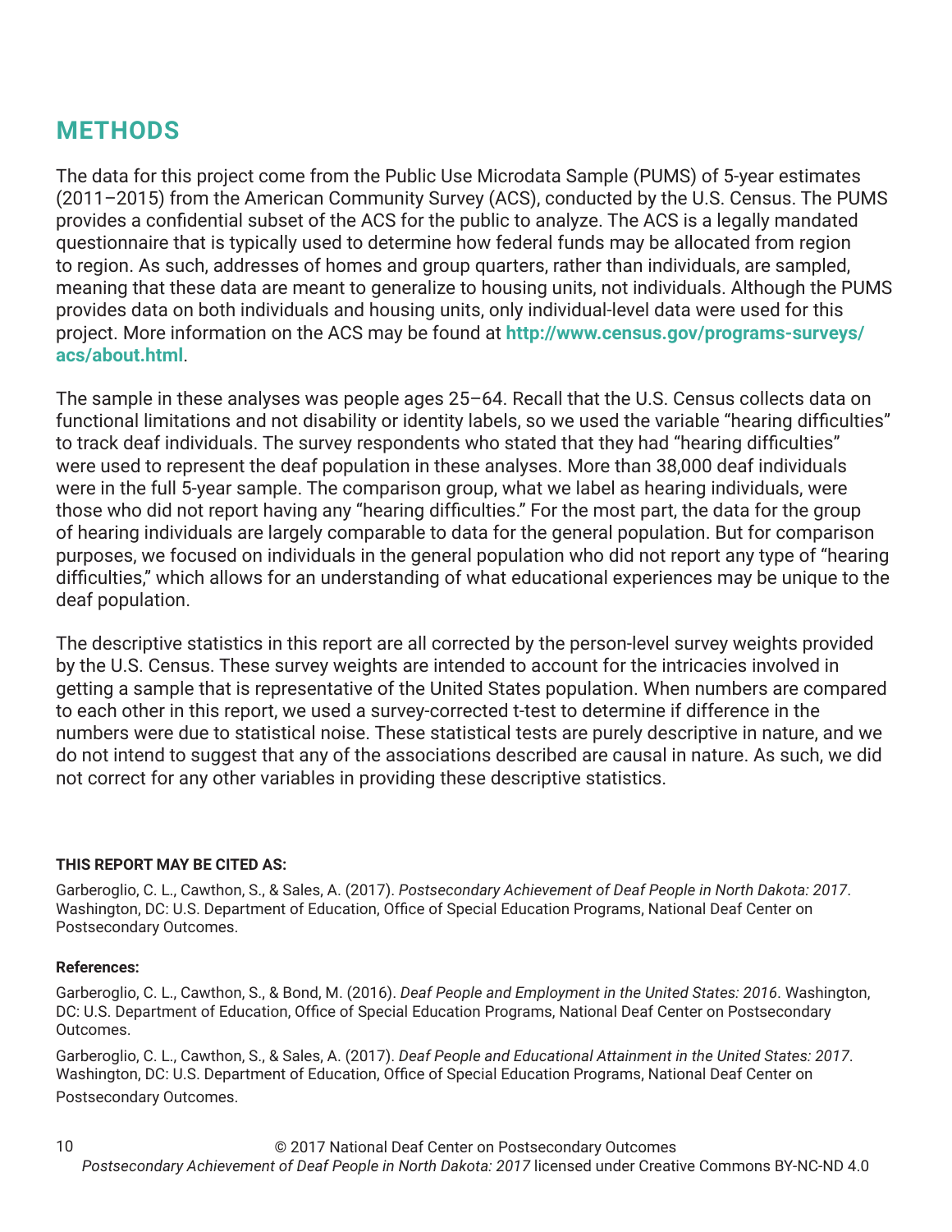## METHODS

The data for this project come from the Public Use Microdata Sample (PUMS) of 5-year estimates (2011–2015) from the American Community Survey (ACS), conducted by the U.S. Census. The PUMS provides a confidential subset of the ACS for the public to analyze. The ACS is a legally mandated questionnaire that is typically used to determine how federal funds may be allocated from region to region. As such, addresses of homes and group quarters, rather than individuals, are sampled, meaning that these data are meant to generalize to housing units, not individuals. Although the PUMS provides data on both individuals and housing units, only individual-level data were used for this project. More information on the ACS may be found at **http://www.census.gov/programs-surveys/acs/about.html**.

The sample in these analyses was people ages 25–64. Recall that the U.S. Census collects data on functional limitations and not disability or identity labels, so we used the variable "hearing difficulties" to track deaf individuals. The survey respondents who stated that they had "hearing difficulties" were used to represent the deaf population in these analyses. More than 38,000 deaf individuals were in the full 5-year sample. The comparison group, what we label as hearing individuals, were those who did not report having any "hearing difficulties." For the most part, the data for the group of hearing individuals are largely comparable to data for the general population. But for comparison purposes, we focused on individuals in the general population who did not report any type of "hearing difficulties," which allows for an understanding of what educational experiences may be unique to the deaf population.

The descriptive statistics in this report are all corrected by the person-level survey weights provided by the U.S. Census. These survey weights are intended to account for the intricacies involved in getting a sample that is representative of the United States population. When numbers are compared to each other in this report, we used a survey-corrected t-test to determine if difference in the numbers were due to statistical noise. These statistical tests are purely descriptive in nature, and we do not intend to suggest that any of the associations described are causal in nature. As such, we did not correct for any other variables in providing these descriptive statistics.

**THIS REPORT MAY BE CITED AS:**

Garberoglio, C. L., Cawthon, S., & Sales, A. (2017). *Postsecondary Achievement of Deaf People in North Dakota: 2017*. Washington, DC: U.S. Department of Education, Office of Special Education Programs, National Deaf Center on Postsecondary Outcomes.

**References:**

Garberoglio, C. L., Cawthon, S., & Bond, M. (2016). *Deaf People and Employment in the United States: 2016*. Washington, DC: U.S. Department of Education, Office of Special Education Programs, National Deaf Center on Postsecondary Outcomes.

Garberoglio, C. L., Cawthon, S., & Sales, A. (2017). *Deaf People and Educational Attainment in the United States: 2017*. Washington, DC: U.S. Department of Education, Office of Special Education Programs, National Deaf Center on Postsecondary Outcomes.